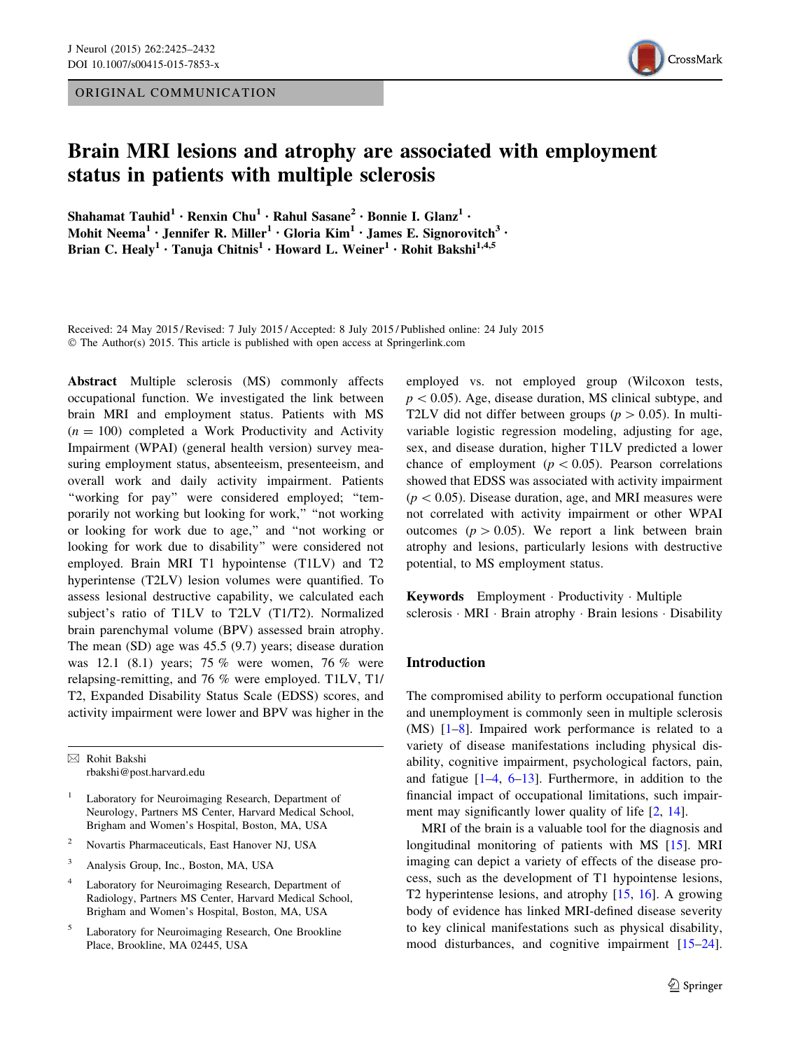ORIGINAL COMMUNICATION

# Brain MRI lesions and atrophy are associated with employment status in patients with multiple sclerosis

**Shahamat Tauhid[1] · Renxin Chu[1] · Rahul Sasane[2] · Bonnie I. Glanz[1] · Mohit Neema[1] · Jennifer R. Miller[1] · Gloria Kim[1] · James E. Signorovitch[3] · Brian C. Healy[1] · Tanuja Chitnis[1] · Howard L. Weiner[1] · Rohit Bakshi[1,4,5]**

Received: 24 May 2015 / Revised: 7 July 2015 / Accepted: 8 July 2015 / Published online: 24 July 2015
© The Author(s) 2015. This article is published with open access at Springerlink.com

**Abstract** Multiple sclerosis (MS) commonly affects occupational function. We investigated the link between brain MRI and employment status. Patients with MS ($n = 100$) completed a Work Productivity and Activity Impairment (WPAI) (general health version) survey measuring employment status, absenteeism, presenteeism, and overall work and daily activity impairment. Patients "working for pay" were considered employed; "temporarily not working but looking for work," "not working or looking for work due to age," and "not working or looking for work due to disability" were considered not employed. Brain MRI T1 hypointense (T1LV) and T2 hyperintense (T2LV) lesion volumes were quantified. To assess lesional destructive capability, we calculated each subject's ratio of T1LV to T2LV (T1/T2). Normalized brain parenchymal volume (BPV) assessed brain atrophy. The mean (SD) age was 45.5 (9.7) years; disease duration was 12.1 (8.1) years; 75 % were women, 76 % were relapsing-remitting, and 76 % were employed. T1LV, T1/T2, Expanded Disability Status Scale (EDSS) scores, and activity impairment were lower and BPV was higher in the employed vs. not employed group (Wilcoxon tests, $p < 0.05$). Age, disease duration, MS clinical subtype, and T2LV did not differ between groups ($p > 0.05$). In multivariable logistic regression modeling, adjusting for age, sex, and disease duration, higher T1LV predicted a lower chance of employment ($p < 0.05$). Pearson correlations showed that EDSS was associated with activity impairment ($p < 0.05$). Disease duration, age, and MRI measures were not correlated with activity impairment or other WPAI outcomes ($p > 0.05$). We report a link between brain atrophy and lesions, particularly lesions with destructive potential, to MS employment status.

**Keywords** Employment · Productivity · Multiple sclerosis · MRI · Brain atrophy · Brain lesions · Disability

✉ Rohit Bakshi
rbakshi@post.harvard.edu

[1] Laboratory for Neuroimaging Research, Department of Neurology, Partners MS Center, Harvard Medical School, Brigham and Women's Hospital, Boston, MA, USA

[2] Novartis Pharmaceuticals, East Hanover NJ, USA

[3] Analysis Group, Inc., Boston, MA, USA

[4] Laboratory for Neuroimaging Research, Department of Radiology, Partners MS Center, Harvard Medical School, Brigham and Women's Hospital, Boston, MA, USA

[5] Laboratory for Neuroimaging Research, One Brookline Place, Brookline, MA 02445, USA

## Introduction

The compromised ability to perform occupational function and unemployment is commonly seen in multiple sclerosis (MS) [1–8]. Impaired work performance is related to a variety of disease manifestations including physical disability, cognitive impairment, psychological factors, pain, and fatigue [1–4, 6–13]. Furthermore, in addition to the financial impact of occupational limitations, such impairment may significantly lower quality of life [2, 14].

MRI of the brain is a valuable tool for the diagnosis and longitudinal monitoring of patients with MS [15]. MRI imaging can depict a variety of effects of the disease process, such as the development of T1 hypointense lesions, T2 hyperintense lesions, and atrophy [15, 16]. A growing body of evidence has linked MRI-defined disease severity to key clinical manifestations such as physical disability, mood disturbances, and cognitive impairment [15–24].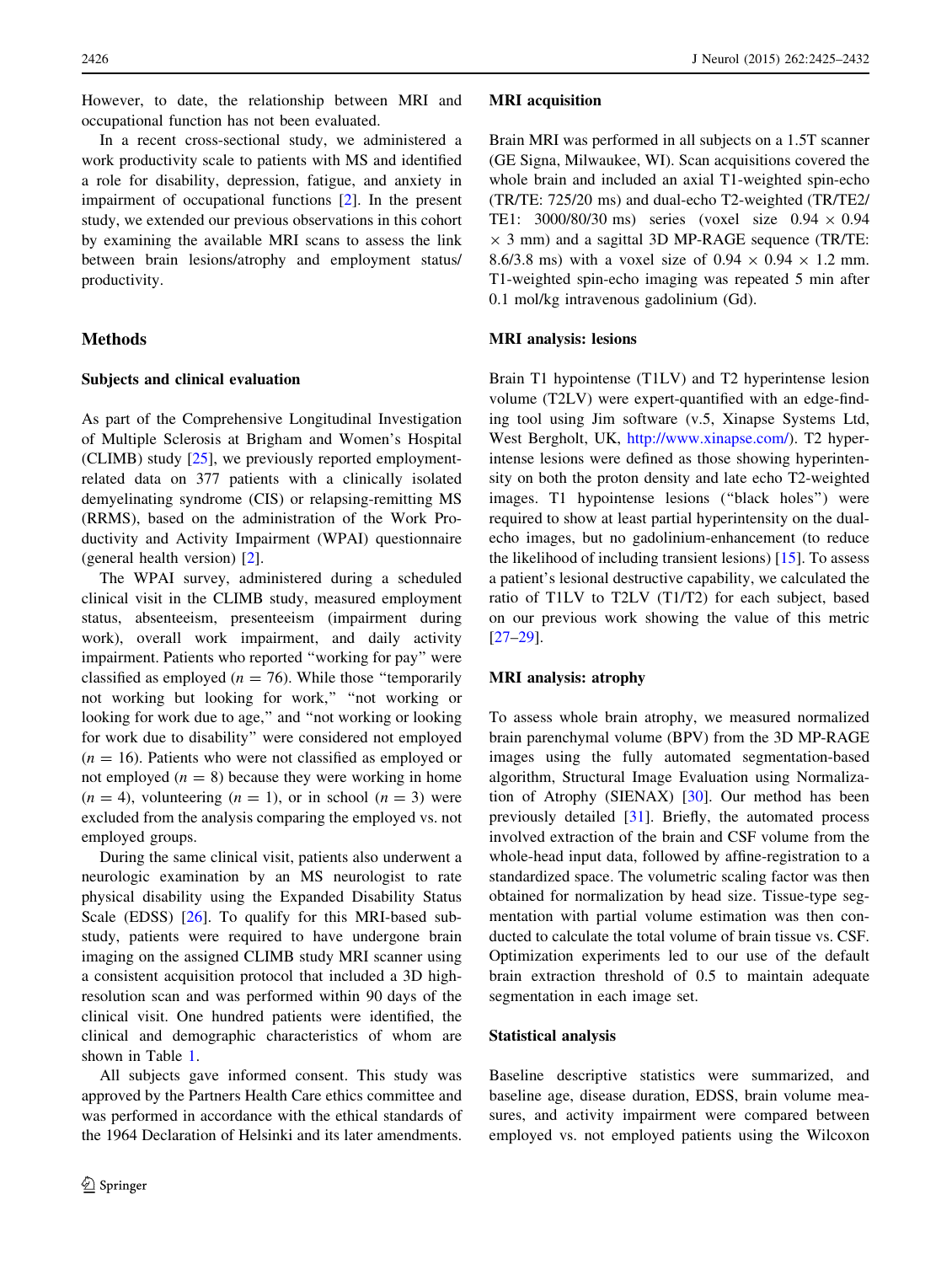However, to date, the relationship between MRI and occupational function has not been evaluated.

In a recent cross-sectional study, we administered a work productivity scale to patients with MS and identified a role for disability, depression, fatigue, and anxiety in impairment of occupational functions [2]. In the present study, we extended our previous observations in this cohort by examining the available MRI scans to assess the link between brain lesions/atrophy and employment status/productivity.

## Methods

### Subjects and clinical evaluation

As part of the Comprehensive Longitudinal Investigation of Multiple Sclerosis at Brigham and Women's Hospital (CLIMB) study [25], we previously reported employment-related data on 377 patients with a clinically isolated demyelinating syndrome (CIS) or relapsing-remitting MS (RRMS), based on the administration of the Work Productivity and Activity Impairment (WPAI) questionnaire (general health version) [2].

The WPAI survey, administered during a scheduled clinical visit in the CLIMB study, measured employment status, absenteeism, presenteeism (impairment during work), overall work impairment, and daily activity impairment. Patients who reported "working for pay" were classified as employed ($n = 76$). While those "temporarily not working but looking for work," "not working or looking for work due to age," and "not working or looking for work due to disability" were considered not employed ($n = 16$). Patients who were not classified as employed or not employed ($n = 8$) because they were working in home ($n = 4$), volunteering ($n = 1$), or in school ($n = 3$) were excluded from the analysis comparing the employed vs. not employed groups.

During the same clinical visit, patients also underwent a neurologic examination by an MS neurologist to rate physical disability using the Expanded Disability Status Scale (EDSS) [26]. To qualify for this MRI-based substudy, patients were required to have undergone brain imaging on the assigned CLIMB study MRI scanner using a consistent acquisition protocol that included a 3D high-resolution scan and was performed within 90 days of the clinical visit. One hundred patients were identified, the clinical and demographic characteristics of whom are shown in Table 1.

All subjects gave informed consent. This study was approved by the Partners Health Care ethics committee and was performed in accordance with the ethical standards of the 1964 Declaration of Helsinki and its later amendments.

### MRI acquisition

Brain MRI was performed in all subjects on a 1.5T scanner (GE Signa, Milwaukee, WI). Scan acquisitions covered the whole brain and included an axial T1-weighted spin-echo (TR/TE: 725/20 ms) and dual-echo T2-weighted (TR/TE2/TE1: 3000/80/30 ms) series (voxel size $0.94 \times 0.94 \times 3$ mm) and a sagittal 3D MP-RAGE sequence (TR/TE: 8.6/3.8 ms) with a voxel size of $0.94 \times 0.94 \times 1.2$ mm. T1-weighted spin-echo imaging was repeated 5 min after 0.1 mol/kg intravenous gadolinium (Gd).

### MRI analysis: lesions

Brain T1 hypointense (T1LV) and T2 hyperintense lesion volume (T2LV) were expert-quantified with an edge-finding tool using Jim software (v.5, Xinapse Systems Ltd, West Bergholt, UK, http://www.xinapse.com/). T2 hyperintense lesions were defined as those showing hyperintensity on both the proton density and late echo T2-weighted images. T1 hypointense lesions ("black holes") were required to show at least partial hyperintensity on the dual-echo images, but no gadolinium-enhancement (to reduce the likelihood of including transient lesions) [15]. To assess a patient's lesional destructive capability, we calculated the ratio of T1LV to T2LV (T1/T2) for each subject, based on our previous work showing the value of this metric [27–29].

### MRI analysis: atrophy

To assess whole brain atrophy, we measured normalized brain parenchymal volume (BPV) from the 3D MP-RAGE images using the fully automated segmentation-based algorithm, Structural Image Evaluation using Normalization of Atrophy (SIENAX) [30]. Our method has been previously detailed [31]. Briefly, the automated process involved extraction of the brain and CSF volume from the whole-head input data, followed by affine-registration to a standardized space. The volumetric scaling factor was then obtained for normalization by head size. Tissue-type segmentation with partial volume estimation was then conducted to calculate the total volume of brain tissue vs. CSF. Optimization experiments led to our use of the default brain extraction threshold of 0.5 to maintain adequate segmentation in each image set.

### Statistical analysis

Baseline descriptive statistics were summarized, and baseline age, disease duration, EDSS, brain volume measures, and activity impairment were compared between employed vs. not employed patients using the Wilcoxon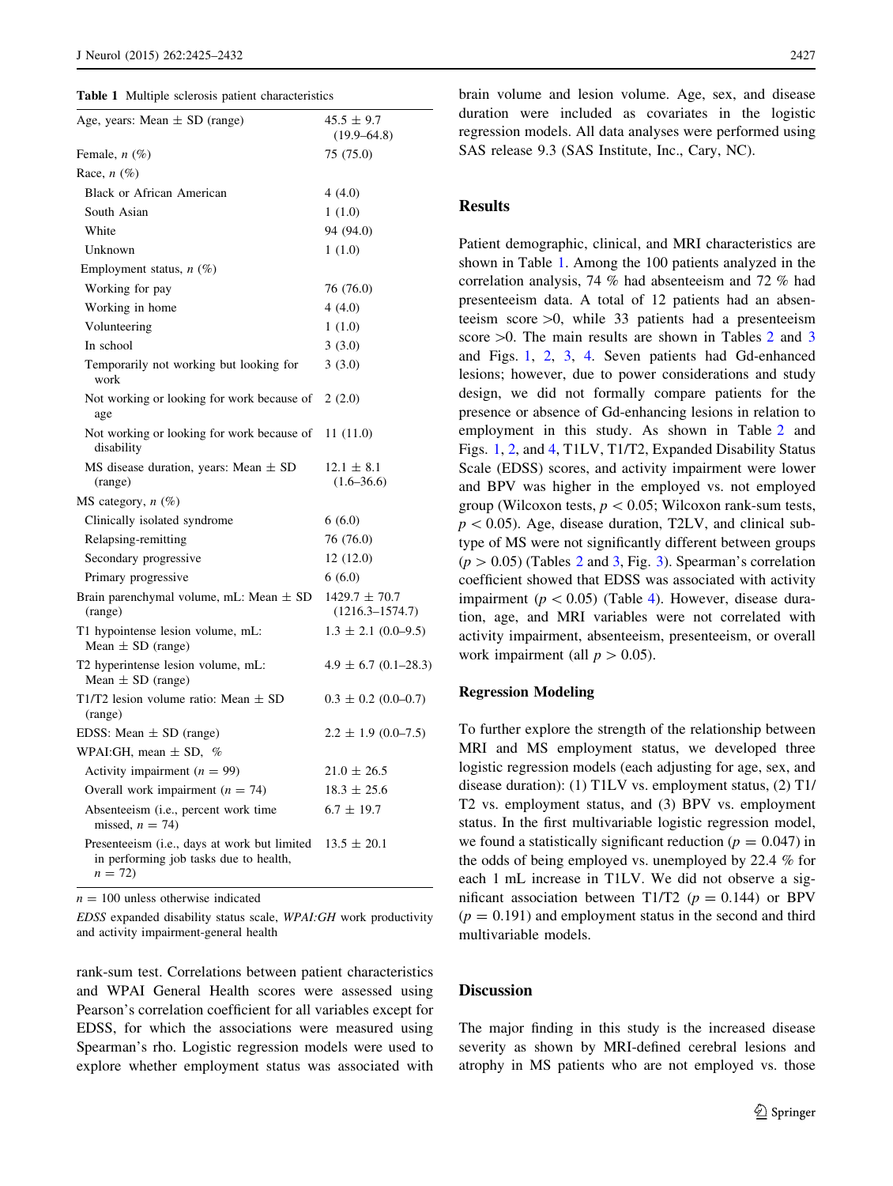**Table 1** Multiple sclerosis patient characteristics

| | |
|---|---|
| Age, years: Mean ± SD (range) | 45.5 ± 9.7 (19.9–64.8) |
| Female, *n* (%) | 75 (75.0) |
| Race, *n* (%) | |
| Black or African American | 4 (4.0) |
| South Asian | 1 (1.0) |
| White | 94 (94.0) |
| Unknown | 1 (1.0) |
| Employment status, *n* (%) | |
| Working for pay | 76 (76.0) |
| Working in home | 4 (4.0) |
| Volunteering | 1 (1.0) |
| In school | 3 (3.0) |
| Temporarily not working but looking for work | 3 (3.0) |
| Not working or looking for work because of age | 2 (2.0) |
| Not working or looking for work because of disability | 11 (11.0) |
| MS disease duration, years: Mean ± SD (range) | 12.1 ± 8.1 (1.6–36.6) |
| MS category, *n* (%) | |
| Clinically isolated syndrome | 6 (6.0) |
| Relapsing-remitting | 76 (76.0) |
| Secondary progressive | 12 (12.0) |
| Primary progressive | 6 (6.0) |
| Brain parenchymal volume, mL: Mean ± SD (range) | 1429.7 ± 70.7 (1216.3–1574.7) |
| T1 hypointense lesion volume, mL: Mean ± SD (range) | 1.3 ± 2.1 (0.0–9.5) |
| T2 hyperintense lesion volume, mL: Mean ± SD (range) | 4.9 ± 6.7 (0.1–28.3) |
| T1/T2 lesion volume ratio: Mean ± SD (range) | 0.3 ± 0.2 (0.0–0.7) |
| EDSS: Mean ± SD (range) | 2.2 ± 1.9 (0.0–7.5) |
| WPAI:GH, mean ± SD, % | |
| Activity impairment ($n = 99$) | 21.0 ± 26.5 |
| Overall work impairment ($n = 74$) | 18.3 ± 25.6 |
| Absenteeism (i.e., percent work time missed, $n = 74$) | 6.7 ± 19.7 |
| Presenteeism (i.e., days at work but limited in performing job tasks due to health, $n = 72$) | 13.5 ± 20.1 |

$n = 100$ unless otherwise indicated

*EDSS* expanded disability status scale, *WPAI:GH* work productivity and activity impairment-general health

rank-sum test. Correlations between patient characteristics and WPAI General Health scores were assessed using Pearson's correlation coefficient for all variables except for EDSS, for which the associations were measured using Spearman's rho. Logistic regression models were used to explore whether employment status was associated with brain volume and lesion volume. Age, sex, and disease duration were included as covariates in the logistic regression models. All data analyses were performed using SAS release 9.3 (SAS Institute, Inc., Cary, NC).

## Results

Patient demographic, clinical, and MRI characteristics are shown in Table 1. Among the 100 patients analyzed in the correlation analysis, 74 % had absenteeism and 72 % had presenteeism data. A total of 12 patients had an absenteeism score >0, while 33 patients had a presenteeism score >0. The main results are shown in Tables 2 and 3 and Figs. 1, 2, 3, 4. Seven patients had Gd-enhanced lesions; however, due to power considerations and study design, we did not formally compare patients for the presence or absence of Gd-enhancing lesions in relation to employment in this study. As shown in Table 2 and Figs. 1, 2, and 4, T1LV, T1/T2, Expanded Disability Status Scale (EDSS) scores, and activity impairment were lower and BPV was higher in the employed vs. not employed group (Wilcoxon tests, $p < 0.05$; Wilcoxon rank-sum tests, $p < 0.05$). Age, disease duration, T2LV, and clinical subtype of MS were not significantly different between groups ($p > 0.05$) (Tables 2 and 3, Fig. 3). Spearman's correlation coefficient showed that EDSS was associated with activity impairment ($p < 0.05$) (Table 4). However, disease duration, age, and MRI variables were not correlated with activity impairment, absenteeism, presenteeism, or overall work impairment (all $p > 0.05$).

### Regression Modeling

To further explore the strength of the relationship between MRI and MS employment status, we developed three logistic regression models (each adjusting for age, sex, and disease duration): (1) T1LV vs. employment status, (2) T1/T2 vs. employment status, and (3) BPV vs. employment status. In the first multivariable logistic regression model, we found a statistically significant reduction ($p = 0.047$) in the odds of being employed vs. unemployed by 22.4 % for each 1 mL increase in T1LV. We did not observe a significant association between T1/T2 ($p = 0.144$) or BPV ($p = 0.191$) and employment status in the second and third multivariable models.

## Discussion

The major finding in this study is the increased disease severity as shown by MRI-defined cerebral lesions and atrophy in MS patients who are not employed vs. those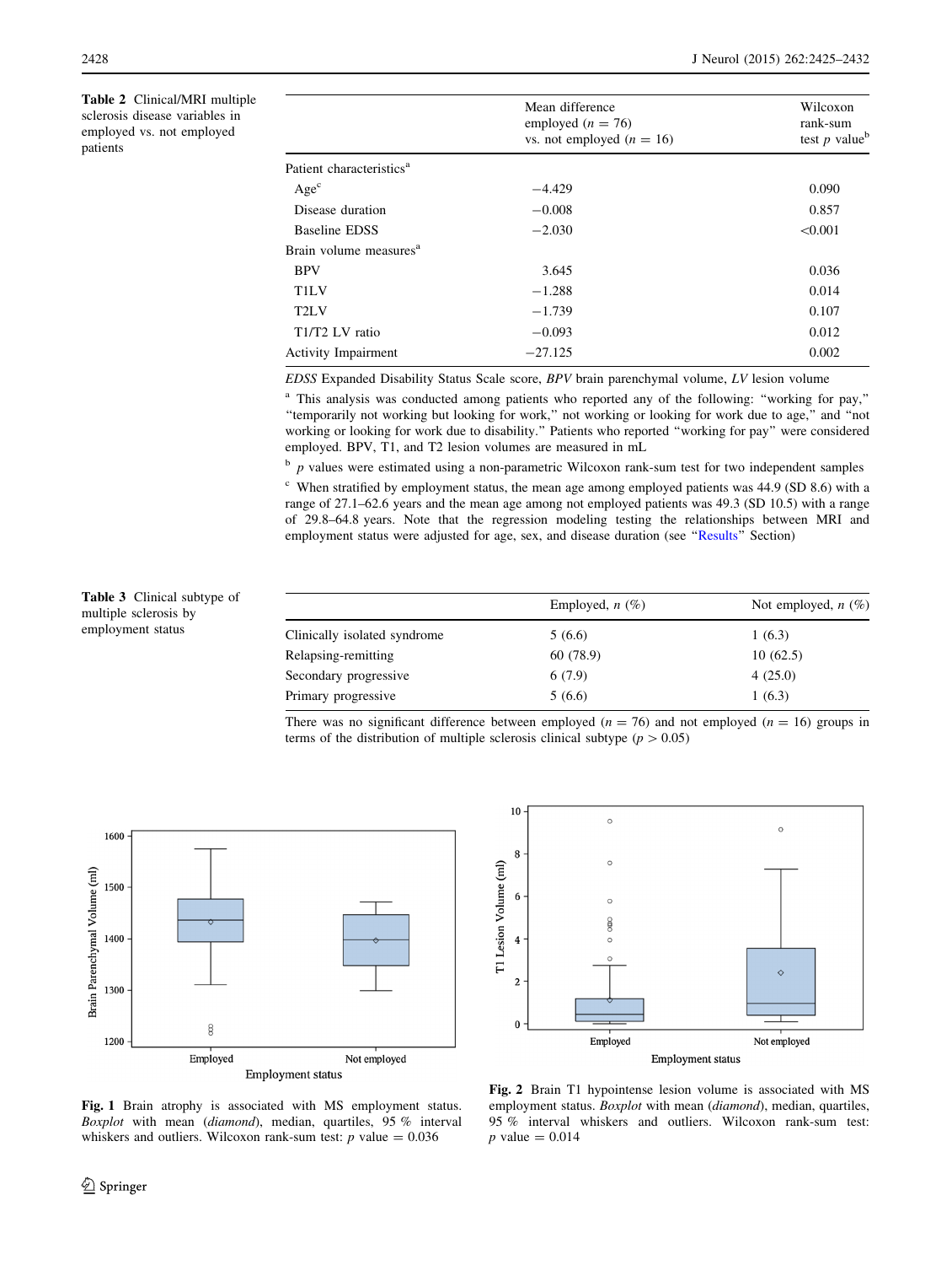**Table 2** Clinical/MRI multiple sclerosis disease variables in employed vs. not employed patients

| | Mean difference employed ($n = 76$) vs. not employed ($n = 16$) | Wilcoxon rank-sum test $p$ value[b] |
|---|---|---|
| Patient characteristics[a] | | |
| Age[c] | −4.429 | 0.090 |
| Disease duration | −0.008 | 0.857 |
| Baseline EDSS | −2.030 | <0.001 |
| Brain volume measures[a] | | |
| BPV | 3.645 | 0.036 |
| T1LV | −1.288 | 0.014 |
| T2LV | −1.739 | 0.107 |
| T1/T2 LV ratio | −0.093 | 0.012 |
| Activity Impairment | −27.125 | 0.002 |

*EDSS* Expanded Disability Status Scale score, *BPV* brain parenchymal volume, *LV* lesion volume

[a] This analysis was conducted among patients who reported any of the following: "working for pay," "temporarily not working but looking for work," not working or looking for work due to age," and "not working or looking for work due to disability." Patients who reported "working for pay" were considered employed. BPV, T1, and T2 lesion volumes are measured in mL

[b] $p$ values were estimated using a non-parametric Wilcoxon rank-sum test for two independent samples

[c] When stratified by employment status, the mean age among employed patients was 44.9 (SD 8.6) with a range of 27.1–62.6 years and the mean age among not employed patients was 49.3 (SD 10.5) with a range of 29.8–64.8 years. Note that the regression modeling testing the relationships between MRI and employment status were adjusted for age, sex, and disease duration (see "Results" Section)

**Table 3** Clinical subtype of multiple sclerosis by employment status

| | Employed, $n$ (%) | Not employed, $n$ (%) |
|---|---|---|
| Clinically isolated syndrome | 5 (6.6) | 1 (6.3) |
| Relapsing-remitting | 60 (78.9) | 10 (62.5) |
| Secondary progressive | 6 (7.9) | 4 (25.0) |
| Primary progressive | 5 (6.6) | 1 (6.3) |

There was no significant difference between employed ($n = 76$) and not employed ($n = 16$) groups in terms of the distribution of multiple sclerosis clinical subtype ($p > 0.05$)

**Fig. 1** Brain atrophy is associated with MS employment status. *Boxplot* with mean (*diamond*), median, quartiles, 95 % interval whiskers and outliers. Wilcoxon rank-sum test: $p$ value = 0.036

**Fig. 2** Brain T1 hypointense lesion volume is associated with MS employment status. *Boxplot* with mean (*diamond*), median, quartiles, 95 % interval whiskers and outliers. Wilcoxon rank-sum test: $p$ value = 0.014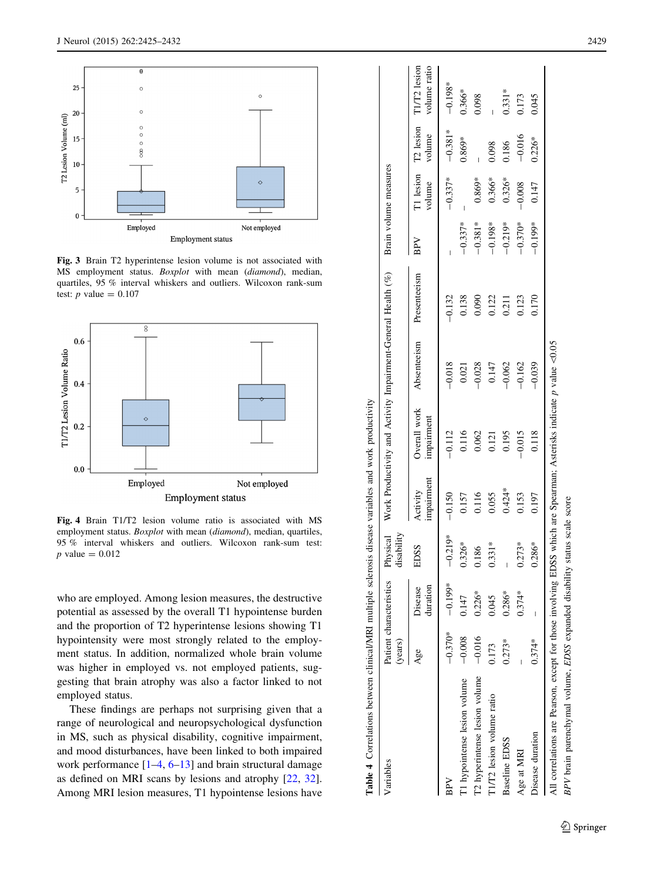Fig. 3 Brain T2 hyperintense lesion volume is not associated with MS employment status. *Boxplot* with mean (*diamond*), median, quartiles, 95 % interval whiskers and outliers. Wilcoxon rank-sum test: *p* value = 0.107

Fig. 4 Brain T1/T2 lesion volume ratio is associated with MS employment status. *Boxplot* with mean (*diamond*), median, quartiles, 95 % interval whiskers and outliers. Wilcoxon rank-sum test: *p* value = 0.012

who are employed. Among lesion measures, the destructive potential as assessed by the overall T1 hypointense burden and the proportion of T2 hyperintense lesions showing T1 hypointensity were most strongly related to the employment status. In addition, normalized whole brain volume was higher in employed vs. not employed patients, suggesting that brain atrophy was also a factor linked to not employed status.

These findings are perhaps not surprising given that a range of neurological and neuropsychological dysfunction in MS, such as physical disability, cognitive impairment, and mood disturbances, have been linked to both impaired work performance [1–4, 6–13] and brain structural damage as defined on MRI scans by lesions and atrophy [22, 32]. Among MRI lesion measures, T1 hypointense lesions have

**Table 4** Correlations between clinical/MRI multiple sclerosis disease variables and work productivity

| Variables | Patient characteristics (years) | | Physical disability | Work Productivity and Activity Impairment-General Health (%) | | | | Brain volume measures | | | |
|---|---|---|---|---|---|---|---|---|---|---|---|
| | Age | Disease duration | EDSS | Activity impairment | Overall work impairment | Absenteeism | Presenteeism | BPV | T1 lesion volume | T2 lesion volume | T1/T2 lesion volume ratio |
| BPV | −0.370* | −0.199* | −0.219* | −0.150 | −0.112 | −0.018 | −0.132 | – | −0.337* | −0.381* | −0.198* |
| T1 hypointense lesion volume | −0.008 | 0.147 | 0.326* | 0.157 | 0.116 | 0.021 | 0.138 | −0.337* | – | 0.869* | 0.366* |
| T2 hyperintense lesion volume | −0.016 | 0.226* | 0.186 | 0.116 | 0.062 | −0.028 | 0.090 | −0.381* | 0.869* | – | 0.098 |
| T1/T2 lesion volume ratio | 0.173 | 0.045 | 0.331* | 0.055 | 0.121 | 0.147 | 0.122 | −0.198* | 0.366* | 0.098 | – |
| Baseline EDSS | 0.273* | 0.286* | – | 0.424* | 0.195 | −0.062 | 0.211 | −0.219* | 0.326* | 0.186 | 0.331* |
| Age at MRI | – | 0.374* | 0.273* | 0.153 | −0.015 | −0.162 | 0.123 | −0.370* | −0.008 | −0.016 | 0.173 |
| Disease duration | 0.374* | – | 0.286* | 0.197 | 0.118 | −0.039 | 0.170 | −0.199* | 0.147 | 0.226* | 0.045 |

All correlations are Pearson, except for those involving EDSS which are Spearman; Asterisks indicate *p* value <0.05

*BPV* brain parenchymal volume, *EDSS* expanded disability status scale score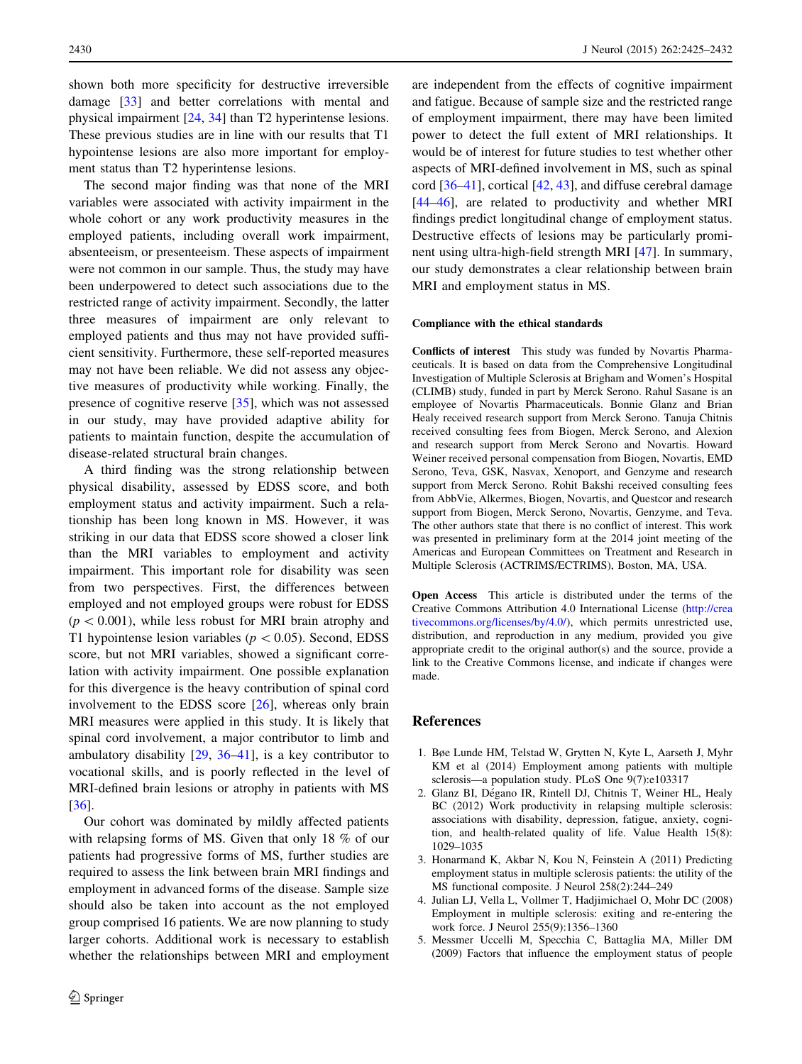shown both more specificity for destructive irreversible damage [33] and better correlations with mental and physical impairment [24, 34] than T2 hyperintense lesions. These previous studies are in line with our results that T1 hypointense lesions are also more important for employment status than T2 hyperintense lesions.

The second major finding was that none of the MRI variables were associated with activity impairment in the whole cohort or any work productivity measures in the employed patients, including overall work impairment, absenteeism, or presenteeism. These aspects of impairment were not common in our sample. Thus, the study may have been underpowered to detect such associations due to the restricted range of activity impairment. Secondly, the latter three measures of impairment are only relevant to employed patients and thus may not have provided sufficient sensitivity. Furthermore, these self-reported measures may not have been reliable. We did not assess any objective measures of productivity while working. Finally, the presence of cognitive reserve [35], which was not assessed in our study, may have provided adaptive ability for patients to maintain function, despite the accumulation of disease-related structural brain changes.

A third finding was the strong relationship between physical disability, assessed by EDSS score, and both employment status and activity impairment. Such a relationship has been long known in MS. However, it was striking in our data that EDSS score showed a closer link than the MRI variables to employment and activity impairment. This important role for disability was seen from two perspectives. First, the differences between employed and not employed groups were robust for EDSS ($p < 0.001$), while less robust for MRI brain atrophy and T1 hypointense lesion variables ($p < 0.05$). Second, EDSS score, but not MRI variables, showed a significant correlation with activity impairment. One possible explanation for this divergence is the heavy contribution of spinal cord involvement to the EDSS score [26], whereas only brain MRI measures were applied in this study. It is likely that spinal cord involvement, a major contributor to limb and ambulatory disability [29, 36–41], is a key contributor to vocational skills, and is poorly reflected in the level of MRI-defined brain lesions or atrophy in patients with MS [36].

Our cohort was dominated by mildly affected patients with relapsing forms of MS. Given that only 18 % of our patients had progressive forms of MS, further studies are required to assess the link between brain MRI findings and employment in advanced forms of the disease. Sample size should also be taken into account as the not employed group comprised 16 patients. We are now planning to study larger cohorts. Additional work is necessary to establish whether the relationships between MRI and employment are independent from the effects of cognitive impairment and fatigue. Because of sample size and the restricted range of employment impairment, there may have been limited power to detect the full extent of MRI relationships. It would be of interest for future studies to test whether other aspects of MRI-defined involvement in MS, such as spinal cord [36–41], cortical [42, 43], and diffuse cerebral damage [44–46], are related to productivity and whether MRI findings predict longitudinal change of employment status. Destructive effects of lesions may be particularly prominent using ultra-high-field strength MRI [47]. In summary, our study demonstrates a clear relationship between brain MRI and employment status in MS.

**Compliance with the ethical standards**

**Conflicts of interest** This study was funded by Novartis Pharmaceuticals. It is based on data from the Comprehensive Longitudinal Investigation of Multiple Sclerosis at Brigham and Women's Hospital (CLIMB) study, funded in part by Merck Serono. Rahul Sasane is an employee of Novartis Pharmaceuticals. Bonnie Glanz and Brian Healy received research support from Merck Serono. Tanuja Chitnis received consulting fees from Biogen, Merck Serono, and Alexion and research support from Merck Serono and Novartis. Howard Weiner received personal compensation from Biogen, Novartis, EMD Serono, Teva, GSK, Nasvax, Xenoport, and Genzyme and research support from Merck Serono. Rohit Bakshi received consulting fees from AbbVie, Alkermes, Biogen, Novartis, and Questcor and research support from Biogen, Merck Serono, Novartis, Genzyme, and Teva. The other authors state that there is no conflict of interest. This work was presented in preliminary form at the 2014 joint meeting of the Americas and European Committees on Treatment and Research in Multiple Sclerosis (ACTRIMS/ECTRIMS), Boston, MA, USA.

**Open Access** This article is distributed under the terms of the Creative Commons Attribution 4.0 International License (http://creativecommons.org/licenses/by/4.0/), which permits unrestricted use, distribution, and reproduction in any medium, provided you give appropriate credit to the original author(s) and the source, provide a link to the Creative Commons license, and indicate if changes were made.

## References

1. Bøe Lunde HM, Telstad W, Grytten N, Kyte L, Aarseth J, Myhr KM et al (2014) Employment among patients with multiple sclerosis—a population study. PLoS One 9(7):e103317
2. Glanz BI, Dégano IR, Rintell DJ, Chitnis T, Weiner HL, Healy BC (2012) Work productivity in relapsing multiple sclerosis: associations with disability, depression, fatigue, anxiety, cognition, and health-related quality of life. Value Health 15(8): 1029–1035
3. Honarmand K, Akbar N, Kou N, Feinstein A (2011) Predicting employment status in multiple sclerosis patients: the utility of the MS functional composite. J Neurol 258(2):244–249
4. Julian LJ, Vella L, Vollmer T, Hadjimichael O, Mohr DC (2008) Employment in multiple sclerosis: exiting and re-entering the work force. J Neurol 255(9):1356–1360
5. Messmer Uccelli M, Specchia C, Battaglia MA, Miller DM (2009) Factors that influence the employment status of people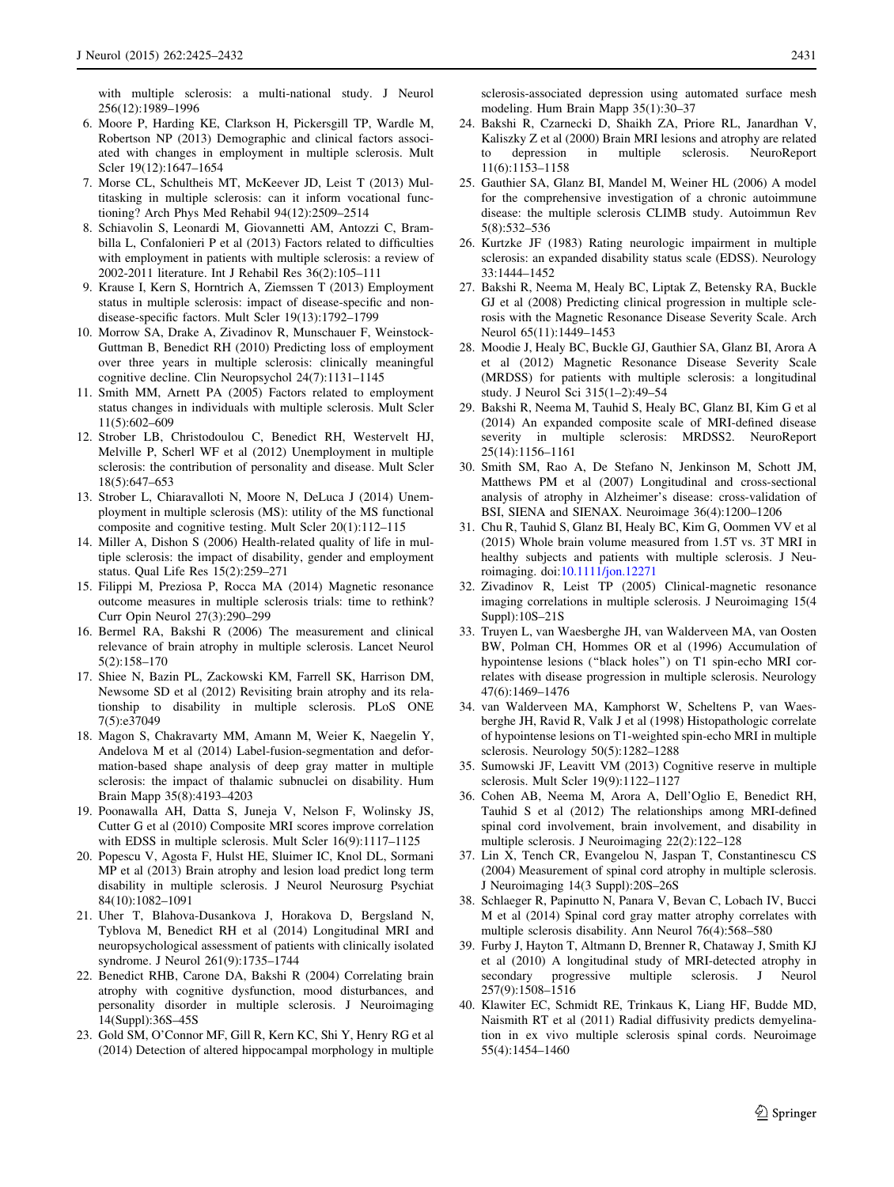with multiple sclerosis: a multi-national study. J Neurol 256(12):1989–1996

6. Moore P, Harding KE, Clarkson H, Pickersgill TP, Wardle M, Robertson NP (2013) Demographic and clinical factors associated with changes in employment in multiple sclerosis. Mult Scler 19(12):1647–1654
7. Morse CL, Schultheis MT, McKeever JD, Leist T (2013) Multitasking in multiple sclerosis: can it inform vocational functioning? Arch Phys Med Rehabil 94(12):2509–2514
8. Schiavolin S, Leonardi M, Giovannetti AM, Antozzi C, Brambilla L, Confalonieri P et al (2013) Factors related to difficulties with employment in patients with multiple sclerosis: a review of 2002-2011 literature. Int J Rehabil Res 36(2):105–111
9. Krause I, Kern S, Horntrich A, Ziemssen T (2013) Employment status in multiple sclerosis: impact of disease-specific and non-disease-specific factors. Mult Scler 19(13):1792–1799
10. Morrow SA, Drake A, Zivadinov R, Munschauer F, Weinstock-Guttman B, Benedict RH (2010) Predicting loss of employment over three years in multiple sclerosis: clinically meaningful cognitive decline. Clin Neuropsychol 24(7):1131–1145
11. Smith MM, Arnett PA (2005) Factors related to employment status changes in individuals with multiple sclerosis. Mult Scler 11(5):602–609
12. Strober LB, Christodoulou C, Benedict RH, Westervelt HJ, Melville P, Scherl WF et al (2012) Unemployment in multiple sclerosis: the contribution of personality and disease. Mult Scler 18(5):647–653
13. Strober L, Chiaravalloti N, Moore N, DeLuca J (2014) Unemployment in multiple sclerosis (MS): utility of the MS functional composite and cognitive testing. Mult Scler 20(1):112–115
14. Miller A, Dishon S (2006) Health-related quality of life in multiple sclerosis: the impact of disability, gender and employment status. Qual Life Res 15(2):259–271
15. Filippi M, Preziosa P, Rocca MA (2014) Magnetic resonance outcome measures in multiple sclerosis trials: time to rethink? Curr Opin Neurol 27(3):290–299
16. Bermel RA, Bakshi R (2006) The measurement and clinical relevance of brain atrophy in multiple sclerosis. Lancet Neurol 5(2):158–170
17. Shiee N, Bazin PL, Zackowski KM, Farrell SK, Harrison DM, Newsome SD et al (2012) Revisiting brain atrophy and its relationship to disability in multiple sclerosis. PLoS ONE 7(5):e37049
18. Magon S, Chakravarty MM, Amann M, Weier K, Naegelin Y, Andelova M et al (2014) Label-fusion-segmentation and deformation-based shape analysis of deep gray matter in multiple sclerosis: the impact of thalamic subnuclei on disability. Hum Brain Mapp 35(8):4193–4203
19. Poonawalla AH, Datta S, Juneja V, Nelson F, Wolinsky JS, Cutter G et al (2010) Composite MRI scores improve correlation with EDSS in multiple sclerosis. Mult Scler 16(9):1117–1125
20. Popescu V, Agosta F, Hulst HE, Sluimer IC, Knol DL, Sormani MP et al (2013) Brain atrophy and lesion load predict long term disability in multiple sclerosis. J Neurol Neurosurg Psychiat 84(10):1082–1091
21. Uher T, Blahova-Dusankova J, Horakova D, Bergsland N, Tyblova M, Benedict RH et al (2014) Longitudinal MRI and neuropsychological assessment of patients with clinically isolated syndrome. J Neurol 261(9):1735–1744
22. Benedict RHB, Carone DA, Bakshi R (2004) Correlating brain atrophy with cognitive dysfunction, mood disturbances, and personality disorder in multiple sclerosis. J Neuroimaging 14(Suppl):36S–45S
23. Gold SM, O'Connor MF, Gill R, Kern KC, Shi Y, Henry RG et al (2014) Detection of altered hippocampal morphology in multiple sclerosis-associated depression using automated surface mesh modeling. Hum Brain Mapp 35(1):30–37
24. Bakshi R, Czarnecki D, Shaikh ZA, Priore RL, Janardhan V, Kaliszky Z et al (2000) Brain MRI lesions and atrophy are related to depression in multiple sclerosis. NeuroReport 11(6):1153–1158
25. Gauthier SA, Glanz BI, Mandel M, Weiner HL (2006) A model for the comprehensive investigation of a chronic autoimmune disease: the multiple sclerosis CLIMB study. Autoimmun Rev 5(8):532–536
26. Kurtzke JF (1983) Rating neurologic impairment in multiple sclerosis: an expanded disability status scale (EDSS). Neurology 33:1444–1452
27. Bakshi R, Neema M, Healy BC, Liptak Z, Betensky RA, Buckle GJ et al (2008) Predicting clinical progression in multiple sclerosis with the Magnetic Resonance Disease Severity Scale. Arch Neurol 65(11):1449–1453
28. Moodie J, Healy BC, Buckle GJ, Gauthier SA, Glanz BI, Arora A et al (2012) Magnetic Resonance Disease Severity Scale (MRDSS) for patients with multiple sclerosis: a longitudinal study. J Neurol Sci 315(1–2):49–54
29. Bakshi R, Neema M, Tauhid S, Healy BC, Glanz BI, Kim G et al (2014) An expanded composite scale of MRI-defined disease severity in multiple sclerosis: MRDSS2. NeuroReport 25(14):1156–1161
30. Smith SM, Rao A, De Stefano N, Jenkinson M, Schott JM, Matthews PM et al (2007) Longitudinal and cross-sectional analysis of atrophy in Alzheimer's disease: cross-validation of BSI, SIENA and SIENAX. Neuroimage 36(4):1200–1206
31. Chu R, Tauhid S, Glanz BI, Healy BC, Kim G, Oommen VV et al (2015) Whole brain volume measured from 1.5T vs. 3T MRI in healthy subjects and patients with multiple sclerosis. J Neuroimaging. doi:10.1111/jon.12271
32. Zivadinov R, Leist TP (2005) Clinical-magnetic resonance imaging correlations in multiple sclerosis. J Neuroimaging 15(4 Suppl):10S–21S
33. Truyen L, van Waesberghe JH, van Walderveen MA, van Oosten BW, Polman CH, Hommes OR et al (1996) Accumulation of hypointense lesions ("black holes") on T1 spin-echo MRI correlates with disease progression in multiple sclerosis. Neurology 47(6):1469–1476
34. van Walderveen MA, Kamphorst W, Scheltens P, van Waesberghe JH, Ravid R, Valk J et al (1998) Histopathologic correlate of hypointense lesions on T1-weighted spin-echo MRI in multiple sclerosis. Neurology 50(5):1282–1288
35. Sumowski JF, Leavitt VM (2013) Cognitive reserve in multiple sclerosis. Mult Scler 19(9):1122–1127
36. Cohen AB, Neema M, Arora A, Dell'Oglio E, Benedict RH, Tauhid S et al (2012) The relationships among MRI-defined spinal cord involvement, brain involvement, and disability in multiple sclerosis. J Neuroimaging 22(2):122–128
37. Lin X, Tench CR, Evangelou N, Jaspan T, Constantinescu CS (2004) Measurement of spinal cord atrophy in multiple sclerosis. J Neuroimaging 14(3 Suppl):20S–26S
38. Schlaeger R, Papinutto N, Panara V, Bevan C, Lobach IV, Bucci M et al (2014) Spinal cord gray matter atrophy correlates with multiple sclerosis disability. Ann Neurol 76(4):568–580
39. Furby J, Hayton T, Altmann D, Brenner R, Chataway J, Smith KJ et al (2010) A longitudinal study of MRI-detected atrophy in secondary progressive multiple sclerosis. J Neurol 257(9):1508–1516
40. Klawiter EC, Schmidt RE, Trinkaus K, Liang HF, Budde MD, Naismith RT et al (2011) Radial diffusivity predicts demyelination in ex vivo multiple sclerosis spinal cords. Neuroimage 55(4):1454–1460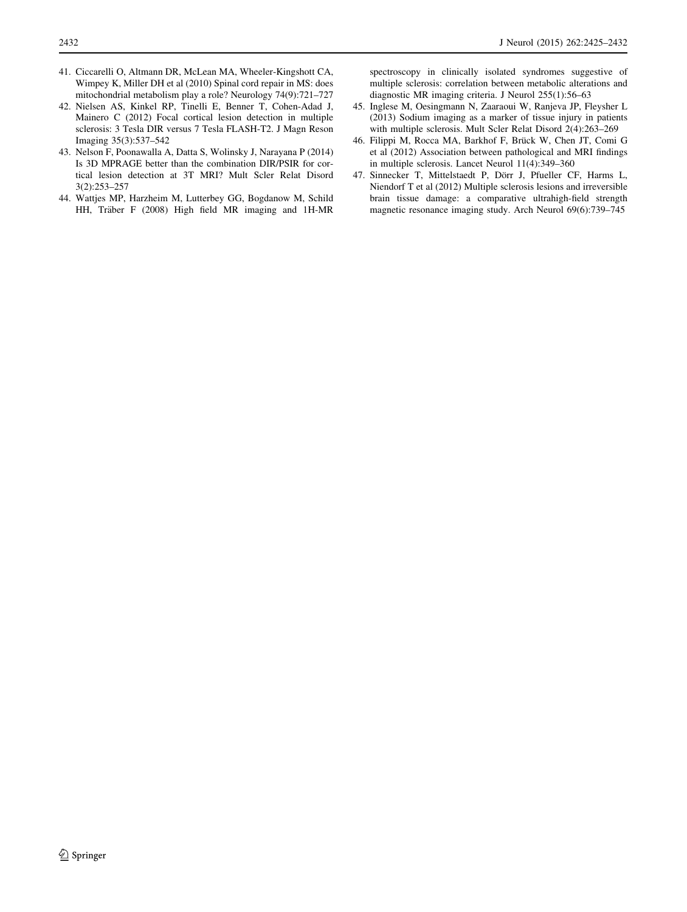41. Ciccarelli O, Altmann DR, McLean MA, Wheeler-Kingshott CA, Wimpey K, Miller DH et al (2010) Spinal cord repair in MS: does mitochondrial metabolism play a role? Neurology 74(9):721–727
42. Nielsen AS, Kinkel RP, Tinelli E, Benner T, Cohen-Adad J, Mainero C (2012) Focal cortical lesion detection in multiple sclerosis: 3 Tesla DIR versus 7 Tesla FLASH-T2. J Magn Reson Imaging 35(3):537–542
43. Nelson F, Poonawalla A, Datta S, Wolinsky J, Narayana P (2014) Is 3D MPRAGE better than the combination DIR/PSIR for cortical lesion detection at 3T MRI? Mult Scler Relat Disord 3(2):253–257
44. Wattjes MP, Harzheim M, Lutterbey GG, Bogdanow M, Schild HH, Träber F (2008) High field MR imaging and 1H-MR spectroscopy in clinically isolated syndromes suggestive of multiple sclerosis: correlation between metabolic alterations and diagnostic MR imaging criteria. J Neurol 255(1):56–63
45. Inglese M, Oesingmann N, Zaaraoui W, Ranjeva JP, Fleysher L (2013) Sodium imaging as a marker of tissue injury in patients with multiple sclerosis. Mult Scler Relat Disord 2(4):263–269
46. Filippi M, Rocca MA, Barkhof F, Brück W, Chen JT, Comi G et al (2012) Association between pathological and MRI findings in multiple sclerosis. Lancet Neurol 11(4):349–360
47. Sinnecker T, Mittelstaedt P, Dörr J, Pfueller CF, Harms L, Niendorf T et al (2012) Multiple sclerosis lesions and irreversible brain tissue damage: a comparative ultrahigh-field strength magnetic resonance imaging study. Arch Neurol 69(6):739–745